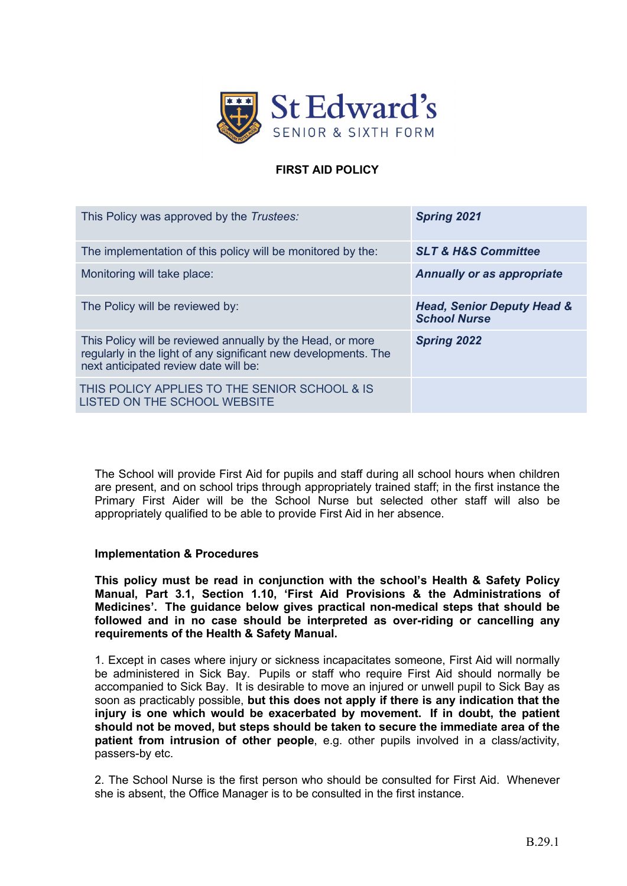# St Edward's

SENIOR & SIXTH FORM

## FIRST AID POLICY

| This Policy was approved by the *Trustees:* | ***Spring 2021*** |
|---|---|
| The implementation of this policy will be monitored by the: | ***SLT & H&S Committee*** |
| Monitoring will take place: | ***Annually or as appropriate*** |
| The Policy will be reviewed by: | ***Head, Senior Deputy Head & School Nurse*** |
| This Policy will be reviewed annually by the Head, or more regularly in the light of any significant new developments. The next anticipated review date will be: | ***Spring 2022*** |
| THIS POLICY APPLIES TO THE SENIOR SCHOOL & IS LISTED ON THE SCHOOL WEBSITE | |

The School will provide First Aid for pupils and staff during all school hours when children are present, and on school trips through appropriately trained staff; in the first instance the Primary First Aider will be the School Nurse but selected other staff will also be appropriately qualified to be able to provide First Aid in her absence.

### Implementation & Procedures

**This policy must be read in conjunction with the school's Health & Safety Policy Manual, Part 3.1, Section 1.10, 'First Aid Provisions & the Administrations of Medicines'. The guidance below gives practical non-medical steps that should be followed and in no case should be interpreted as over-riding or cancelling any requirements of the Health & Safety Manual.**

1. Except in cases where injury or sickness incapacitates someone, First Aid will normally be administered in Sick Bay. Pupils or staff who require First Aid should normally be accompanied to Sick Bay. It is desirable to move an injured or unwell pupil to Sick Bay as soon as practicably possible, **but this does not apply if there is any indication that the injury is one which would be exacerbated by movement. If in doubt, the patient should not be moved, but steps should be taken to secure the immediate area of the patient from intrusion of other people**, e.g. other pupils involved in a class/activity, passers-by etc.

2. The School Nurse is the first person who should be consulted for First Aid. Whenever she is absent, the Office Manager is to be consulted in the first instance.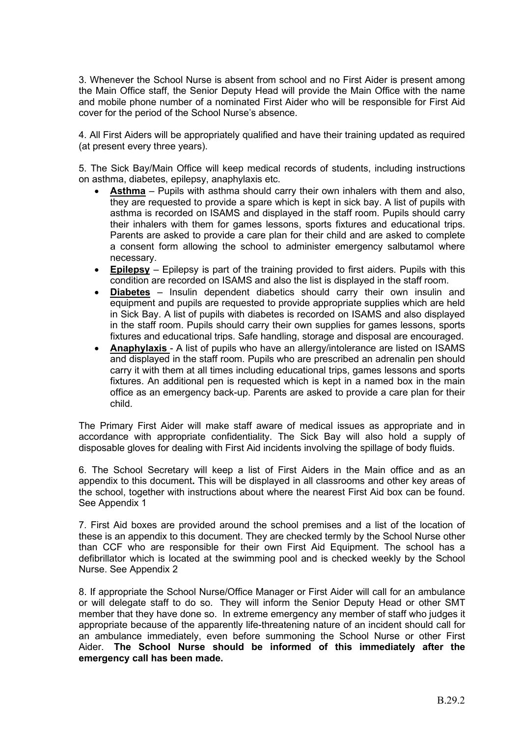3. Whenever the School Nurse is absent from school and no First Aider is present among the Main Office staff, the Senior Deputy Head will provide the Main Office with the name and mobile phone number of a nominated First Aider who will be responsible for First Aid cover for the period of the School Nurse's absence.

4. All First Aiders will be appropriately qualified and have their training updated as required (at present every three years).

5. The Sick Bay/Main Office will keep medical records of students, including instructions on asthma, diabetes, epilepsy, anaphylaxis etc.

- **Asthma** – Pupils with asthma should carry their own inhalers with them and also, they are requested to provide a spare which is kept in sick bay. A list of pupils with asthma is recorded on ISAMS and displayed in the staff room. Pupils should carry their inhalers with them for games lessons, sports fixtures and educational trips. Parents are asked to provide a care plan for their child and are asked to complete a consent form allowing the school to administer emergency salbutamol where necessary.
- **Epilepsy** – Epilepsy is part of the training provided to first aiders. Pupils with this condition are recorded on ISAMS and also the list is displayed in the staff room.
- **Diabetes** – Insulin dependent diabetics should carry their own insulin and equipment and pupils are requested to provide appropriate supplies which are held in Sick Bay. A list of pupils with diabetes is recorded on ISAMS and also displayed in the staff room. Pupils should carry their own supplies for games lessons, sports fixtures and educational trips. Safe handling, storage and disposal are encouraged.
- **Anaphylaxis** - A list of pupils who have an allergy/intolerance are listed on ISAMS and displayed in the staff room. Pupils who are prescribed an adrenalin pen should carry it with them at all times including educational trips, games lessons and sports fixtures. An additional pen is requested which is kept in a named box in the main office as an emergency back-up. Parents are asked to provide a care plan for their child.

The Primary First Aider will make staff aware of medical issues as appropriate and in accordance with appropriate confidentiality. The Sick Bay will also hold a supply of disposable gloves for dealing with First Aid incidents involving the spillage of body fluids.

6. The School Secretary will keep a list of First Aiders in the Main office and as an appendix to this document**.** This will be displayed in all classrooms and other key areas of the school, together with instructions about where the nearest First Aid box can be found. See Appendix 1

7. First Aid boxes are provided around the school premises and a list of the location of these is an appendix to this document. They are checked termly by the School Nurse other than CCF who are responsible for their own First Aid Equipment. The school has a defibrillator which is located at the swimming pool and is checked weekly by the School Nurse. See Appendix 2

8. If appropriate the School Nurse/Office Manager or First Aider will call for an ambulance or will delegate staff to do so. They will inform the Senior Deputy Head or other SMT member that they have done so. In extreme emergency any member of staff who judges it appropriate because of the apparently life-threatening nature of an incident should call for an ambulance immediately, even before summoning the School Nurse or other First Aider. **The School Nurse should be informed of this immediately after the emergency call has been made.**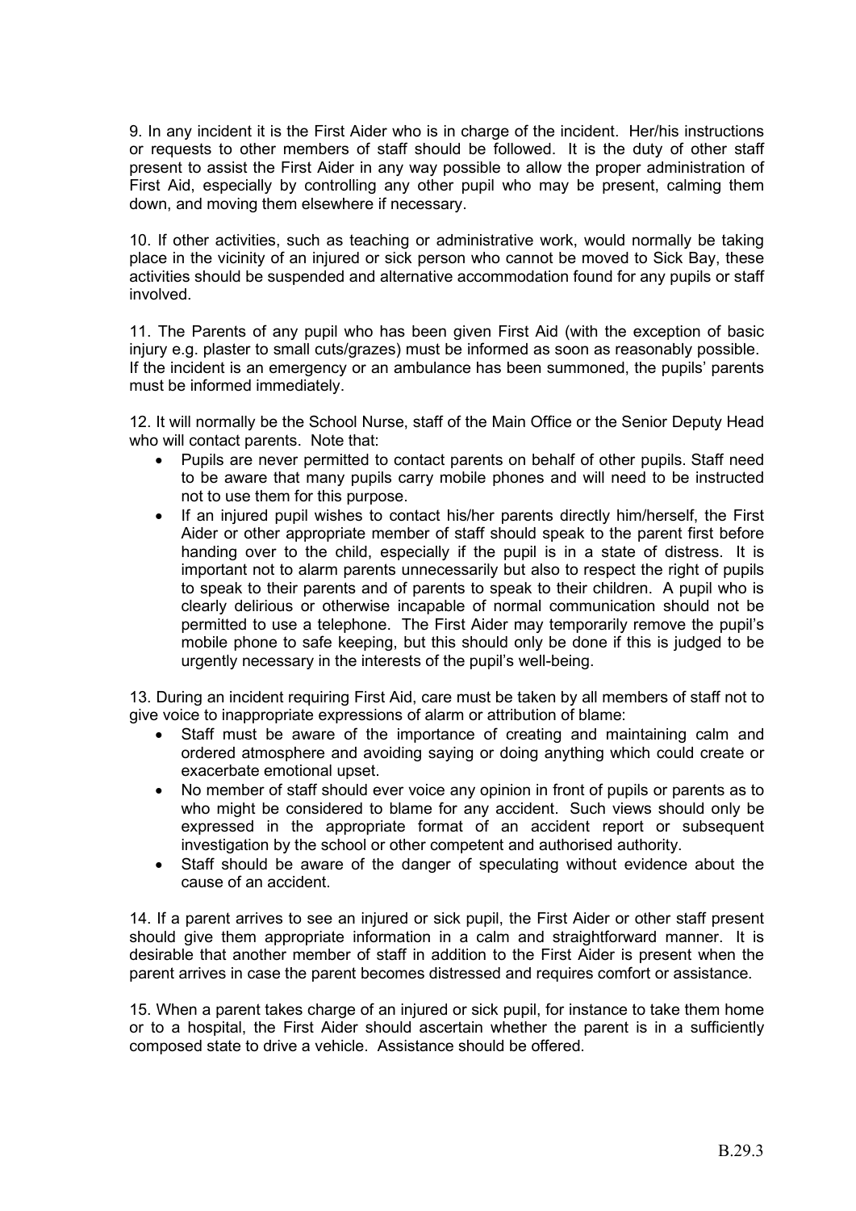9. In any incident it is the First Aider who is in charge of the incident. Her/his instructions or requests to other members of staff should be followed. It is the duty of other staff present to assist the First Aider in any way possible to allow the proper administration of First Aid, especially by controlling any other pupil who may be present, calming them down, and moving them elsewhere if necessary.

10. If other activities, such as teaching or administrative work, would normally be taking place in the vicinity of an injured or sick person who cannot be moved to Sick Bay, these activities should be suspended and alternative accommodation found for any pupils or staff involved.

11. The Parents of any pupil who has been given First Aid (with the exception of basic injury e.g. plaster to small cuts/grazes) must be informed as soon as reasonably possible. If the incident is an emergency or an ambulance has been summoned, the pupils' parents must be informed immediately.

12. It will normally be the School Nurse, staff of the Main Office or the Senior Deputy Head who will contact parents. Note that:

- Pupils are never permitted to contact parents on behalf of other pupils. Staff need to be aware that many pupils carry mobile phones and will need to be instructed not to use them for this purpose.
- If an injured pupil wishes to contact his/her parents directly him/herself, the First Aider or other appropriate member of staff should speak to the parent first before handing over to the child, especially if the pupil is in a state of distress. It is important not to alarm parents unnecessarily but also to respect the right of pupils to speak to their parents and of parents to speak to their children. A pupil who is clearly delirious or otherwise incapable of normal communication should not be permitted to use a telephone. The First Aider may temporarily remove the pupil's mobile phone to safe keeping, but this should only be done if this is judged to be urgently necessary in the interests of the pupil's well-being.

13. During an incident requiring First Aid, care must be taken by all members of staff not to give voice to inappropriate expressions of alarm or attribution of blame:

- Staff must be aware of the importance of creating and maintaining calm and ordered atmosphere and avoiding saying or doing anything which could create or exacerbate emotional upset.
- No member of staff should ever voice any opinion in front of pupils or parents as to who might be considered to blame for any accident. Such views should only be expressed in the appropriate format of an accident report or subsequent investigation by the school or other competent and authorised authority.
- Staff should be aware of the danger of speculating without evidence about the cause of an accident.

14. If a parent arrives to see an injured or sick pupil, the First Aider or other staff present should give them appropriate information in a calm and straightforward manner. It is desirable that another member of staff in addition to the First Aider is present when the parent arrives in case the parent becomes distressed and requires comfort or assistance.

15. When a parent takes charge of an injured or sick pupil, for instance to take them home or to a hospital, the First Aider should ascertain whether the parent is in a sufficiently composed state to drive a vehicle. Assistance should be offered.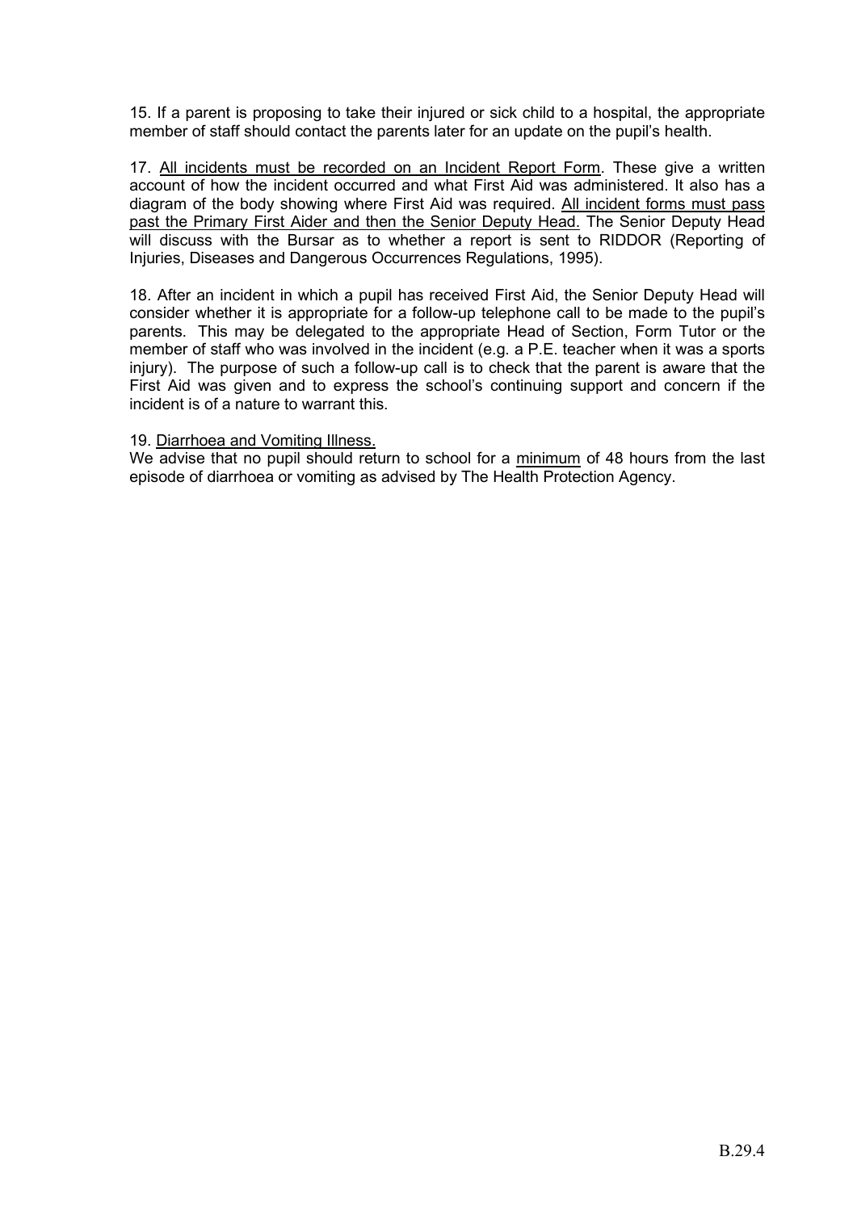15. If a parent is proposing to take their injured or sick child to a hospital, the appropriate member of staff should contact the parents later for an update on the pupil's health.

17. <u>All incidents must be recorded on an Incident Report Form</u>. These give a written account of how the incident occurred and what First Aid was administered. It also has a diagram of the body showing where First Aid was required. <u>All incident forms must pass past the Primary First Aider and then the Senior Deputy Head.</u> The Senior Deputy Head will discuss with the Bursar as to whether a report is sent to RIDDOR (Reporting of Injuries, Diseases and Dangerous Occurrences Regulations, 1995).

18. After an incident in which a pupil has received First Aid, the Senior Deputy Head will consider whether it is appropriate for a follow-up telephone call to be made to the pupil's parents. This may be delegated to the appropriate Head of Section, Form Tutor or the member of staff who was involved in the incident (e.g. a P.E. teacher when it was a sports injury). The purpose of such a follow-up call is to check that the parent is aware that the First Aid was given and to express the school's continuing support and concern if the incident is of a nature to warrant this.

19. <u>Diarrhoea and Vomiting Illness.</u>
We advise that no pupil should return to school for a <u>minimum</u> of 48 hours from the last episode of diarrhoea or vomiting as advised by The Health Protection Agency.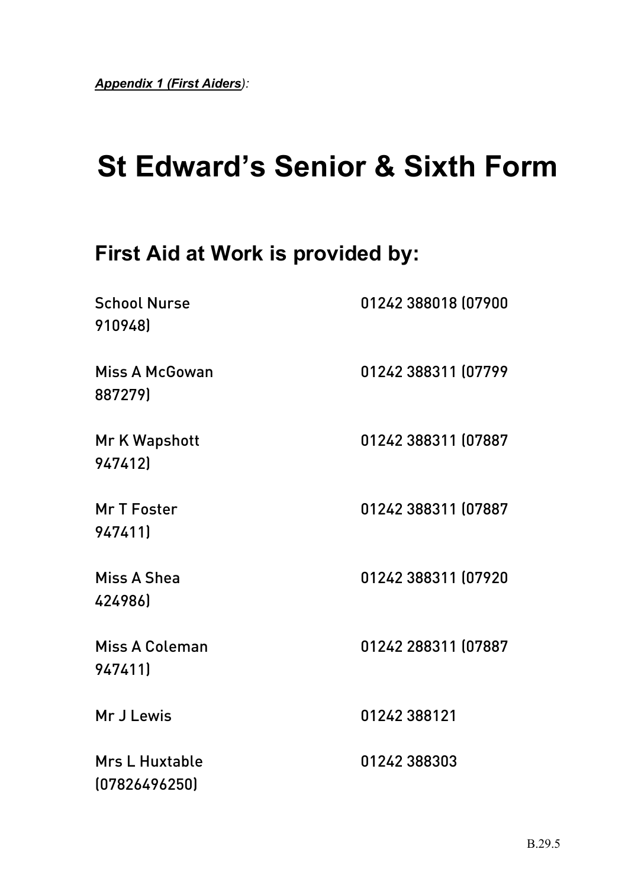***<u>Appendix 1 (First Aiders</u>):***

# St Edward's Senior & Sixth Form

## First Aid at Work is provided by:

School Nurse 01242 388018 (07900 910948)

Miss A McGowan 01242 388311 (07799 887279)

Mr K Wapshott 01242 388311 (07887 947412)

Mr T Foster 01242 388311 (07887 947411)

Miss A Shea 01242 388311 (07920 424986)

Miss A Coleman 01242 288311 (07887 947411)

Mr J Lewis 01242 388121

Mrs L Huxtable 01242 388303 (07826496250)

B.29.5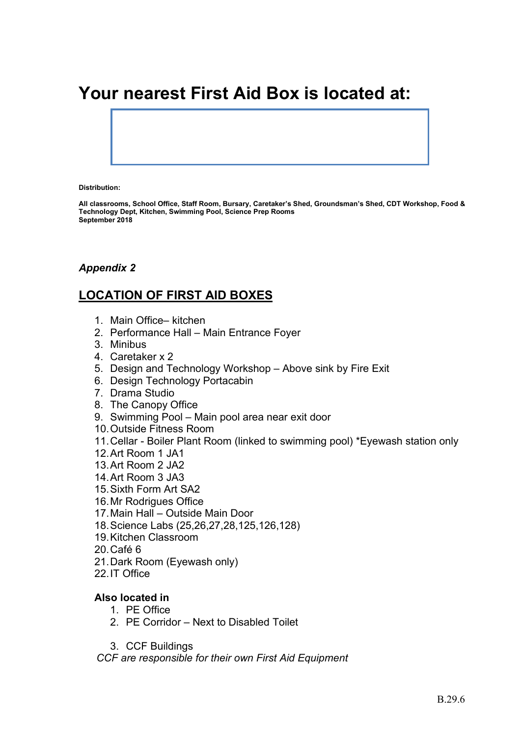# Your nearest First Aid Box is located at:

**Distribution:**

**All classrooms, School Office, Staff Room, Bursary, Caretaker's Shed, Groundsman's Shed, CDT Workshop, Food & Technology Dept, Kitchen, Swimming Pool, Science Prep Rooms**
**September 2018**

***Appendix 2***

## LOCATION OF FIRST AID BOXES

1. Main Office– kitchen
2. Performance Hall – Main Entrance Foyer
3. Minibus
4. Caretaker x 2
5. Design and Technology Workshop – Above sink by Fire Exit
6. Design Technology Portacabin
7. Drama Studio
8. The Canopy Office
9. Swimming Pool – Main pool area near exit door
10. Outside Fitness Room
11. Cellar - Boiler Plant Room (linked to swimming pool) *Eyewash station only
12. Art Room 1 JA1
13. Art Room 2 JA2
14. Art Room 3 JA3
15. Sixth Form Art SA2
16. Mr Rodrigues Office
17. Main Hall – Outside Main Door
18. Science Labs (25,26,27,28,125,126,128)
19. Kitchen Classroom
20. Café 6
21. Dark Room (Eyewash only)
22. IT Office

**Also located in**

1. PE Office
2. PE Corridor – Next to Disabled Toilet
3. CCF Buildings

*CCF are responsible for their own First Aid Equipment*